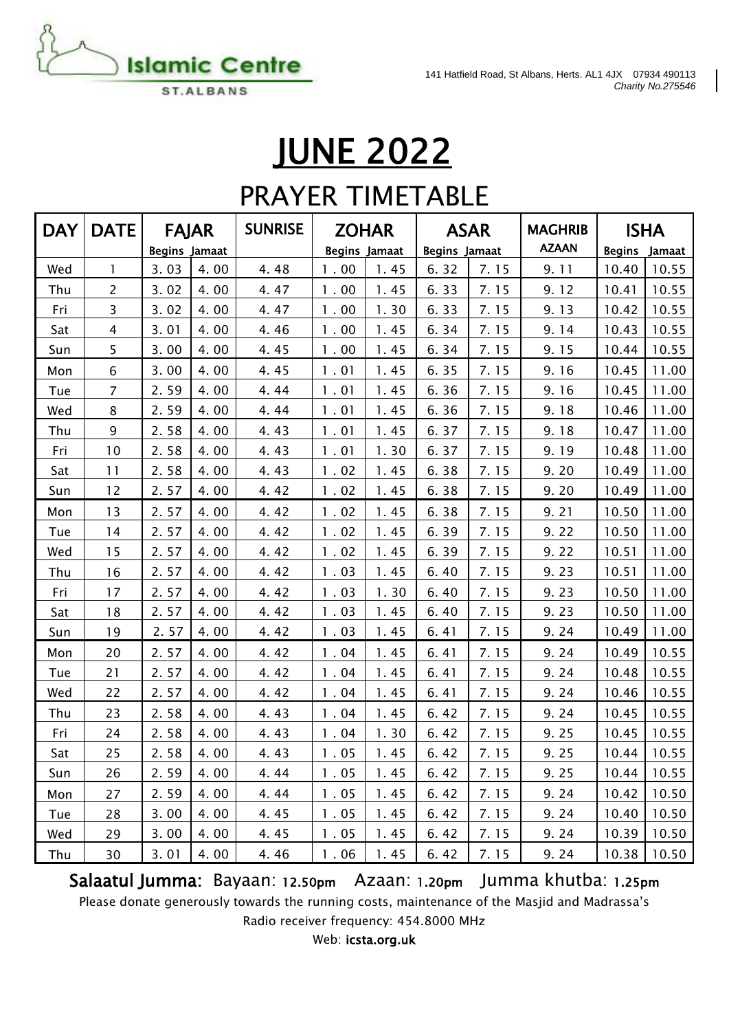Islamic Centre

ST.ALBANS

141 Hatfield Road, St Albans, Herts. AL1 4JX 07934 490113
*Charity No.275546*

# JUNE 2022

## PRAYER TIMETABLE

| DAY | DATE | FAJAR | | SUNRISE | ZOHAR | | ASAR | | MAGHRIB | ISHA | |
|---|---|---|---|---|---|---|---|---|---|---|---|
| | | Begins | Jamaat | | Begins | Jamaat | Begins | Jamaat | AZAAN | Begins | Jamaat |
| Wed | 1 | 3. 03 | 4. 00 | 4. 48 | 1 . 00 | 1. 45 | 6. 32 | 7. 15 | 9. 11 | 10.40 | 10.55 |
| Thu | 2 | 3. 02 | 4. 00 | 4. 47 | 1 . 00 | 1. 45 | 6. 33 | 7. 15 | 9. 12 | 10.41 | 10.55 |
| Fri | 3 | 3. 02 | 4. 00 | 4. 47 | 1 . 00 | 1. 30 | 6. 33 | 7. 15 | 9. 13 | 10.42 | 10.55 |
| Sat | 4 | 3. 01 | 4. 00 | 4. 46 | 1 . 00 | 1. 45 | 6. 34 | 7. 15 | 9. 14 | 10.43 | 10.55 |
| Sun | 5 | 3. 00 | 4. 00 | 4. 45 | 1 . 00 | 1. 45 | 6. 34 | 7. 15 | 9. 15 | 10.44 | 10.55 |
| Mon | 6 | 3. 00 | 4. 00 | 4. 45 | 1 . 01 | 1. 45 | 6. 35 | 7. 15 | 9. 16 | 10.45 | 11.00 |
| Tue | 7 | 2. 59 | 4. 00 | 4. 44 | 1 . 01 | 1. 45 | 6. 36 | 7. 15 | 9. 16 | 10.45 | 11.00 |
| Wed | 8 | 2. 59 | 4. 00 | 4. 44 | 1 . 01 | 1. 45 | 6. 36 | 7. 15 | 9. 18 | 10.46 | 11.00 |
| Thu | 9 | 2. 58 | 4. 00 | 4. 43 | 1 . 01 | 1. 45 | 6. 37 | 7. 15 | 9. 18 | 10.47 | 11.00 |
| Fri | 10 | 2. 58 | 4. 00 | 4. 43 | 1 . 01 | 1. 30 | 6. 37 | 7. 15 | 9. 19 | 10.48 | 11.00 |
| Sat | 11 | 2. 58 | 4. 00 | 4. 43 | 1 . 02 | 1. 45 | 6. 38 | 7. 15 | 9. 20 | 10.49 | 11.00 |
| Sun | 12 | 2. 57 | 4. 00 | 4. 42 | 1 . 02 | 1. 45 | 6. 38 | 7. 15 | 9. 20 | 10.49 | 11.00 |
| Mon | 13 | 2. 57 | 4. 00 | 4. 42 | 1 . 02 | 1. 45 | 6. 38 | 7. 15 | 9. 21 | 10.50 | 11.00 |
| Tue | 14 | 2. 57 | 4. 00 | 4. 42 | 1 . 02 | 1. 45 | 6. 39 | 7. 15 | 9. 22 | 10.50 | 11.00 |
| Wed | 15 | 2. 57 | 4. 00 | 4. 42 | 1 . 02 | 1. 45 | 6. 39 | 7. 15 | 9. 22 | 10.51 | 11.00 |
| Thu | 16 | 2. 57 | 4. 00 | 4. 42 | 1 . 03 | 1. 45 | 6. 40 | 7. 15 | 9. 23 | 10.51 | 11.00 |
| Fri | 17 | 2. 57 | 4. 00 | 4. 42 | 1 . 03 | 1. 30 | 6. 40 | 7. 15 | 9. 23 | 10.50 | 11.00 |
| Sat | 18 | 2. 57 | 4. 00 | 4. 42 | 1 . 03 | 1. 45 | 6. 40 | 7. 15 | 9. 23 | 10.50 | 11.00 |
| Sun | 19 | 2. 57 | 4. 00 | 4. 42 | 1 . 03 | 1. 45 | 6. 41 | 7. 15 | 9. 24 | 10.49 | 11.00 |
| Mon | 20 | 2. 57 | 4. 00 | 4. 42 | 1 . 04 | 1. 45 | 6. 41 | 7. 15 | 9. 24 | 10.49 | 10.55 |
| Tue | 21 | 2. 57 | 4. 00 | 4. 42 | 1 . 04 | 1. 45 | 6. 41 | 7. 15 | 9. 24 | 10.48 | 10.55 |
| Wed | 22 | 2. 57 | 4. 00 | 4. 42 | 1 . 04 | 1. 45 | 6. 41 | 7. 15 | 9. 24 | 10.46 | 10.55 |
| Thu | 23 | 2. 58 | 4. 00 | 4. 43 | 1 . 04 | 1. 45 | 6. 42 | 7. 15 | 9. 24 | 10.45 | 10.55 |
| Fri | 24 | 2. 58 | 4. 00 | 4. 43 | 1 . 04 | 1. 30 | 6. 42 | 7. 15 | 9. 25 | 10.45 | 10.55 |
| Sat | 25 | 2. 58 | 4. 00 | 4. 43 | 1 . 05 | 1. 45 | 6. 42 | 7. 15 | 9. 25 | 10.44 | 10.55 |
| Sun | 26 | 2. 59 | 4. 00 | 4. 44 | 1 . 05 | 1. 45 | 6. 42 | 7. 15 | 9. 25 | 10.44 | 10.55 |
| Mon | 27 | 2. 59 | 4. 00 | 4. 44 | 1 . 05 | 1. 45 | 6. 42 | 7. 15 | 9. 24 | 10.42 | 10.50 |
| Tue | 28 | 3. 00 | 4. 00 | 4. 45 | 1 . 05 | 1. 45 | 6. 42 | 7. 15 | 9. 24 | 10.40 | 10.50 |
| Wed | 29 | 3. 00 | 4. 00 | 4. 45 | 1 . 05 | 1. 45 | 6. 42 | 7. 15 | 9. 24 | 10.39 | 10.50 |
| Thu | 30 | 3. 01 | 4. 00 | 4. 46 | 1 . 06 | 1. 45 | 6. 42 | 7. 15 | 9. 24 | 10.38 | 10.50 |

**Salaatul Jumma:** Bayaan: 12.50pm Azaan: 1.20pm Jumma khutba: 1.25pm

Please donate generously towards the running costs, maintenance of the Masjid and Madrassa's

Radio receiver frequency: 454.8000 MHz

Web: **icsta.org.uk**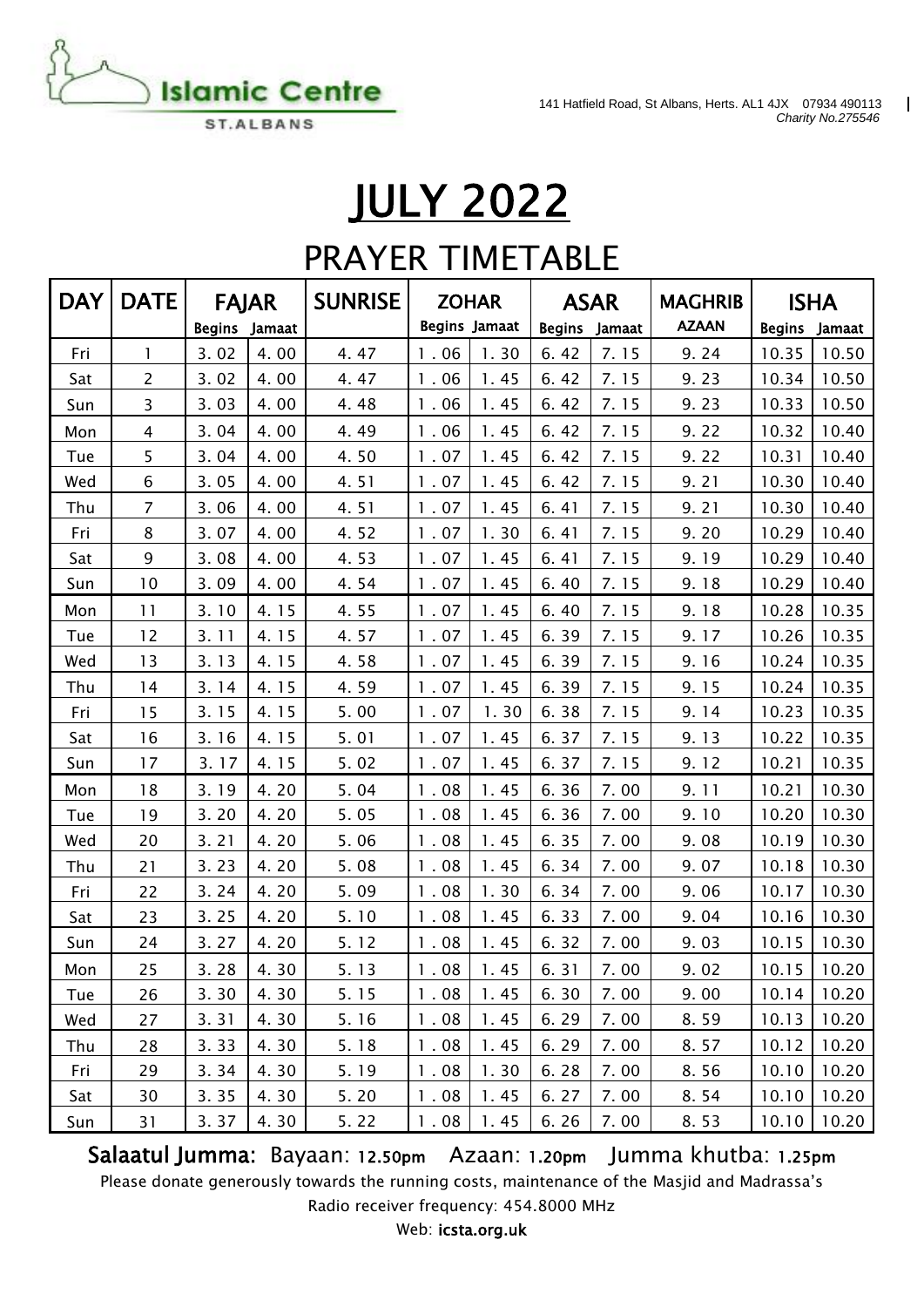Islamic Centre ST.ALBANS

141 Hatfield Road, St Albans, Herts. AL1 4JX 07934 490113
*Charity No.275546*

# JULY 2022

## PRAYER TIMETABLE

| DAY | DATE | FAJAR | | SUNRISE | ZOHAR | | ASAR | | MAGHRIB | ISHA | |
|---|---|---|---|---|---|---|---|---|---|---|---|
| | | Begins | Jamaat | | Begins | Jamaat | Begins | Jamaat | AZAAN | Begins | Jamaat |
| Fri | 1 | 3. 02 | 4. 00 | 4. 47 | 1 . 06 | 1. 30 | 6. 42 | 7. 15 | 9. 24 | 10.35 | 10.50 |
| Sat | 2 | 3. 02 | 4. 00 | 4. 47 | 1 . 06 | 1. 45 | 6. 42 | 7. 15 | 9. 23 | 10.34 | 10.50 |
| Sun | 3 | 3. 03 | 4. 00 | 4. 48 | 1 . 06 | 1. 45 | 6. 42 | 7. 15 | 9. 23 | 10.33 | 10.50 |
| Mon | 4 | 3. 04 | 4. 00 | 4. 49 | 1 . 06 | 1. 45 | 6. 42 | 7. 15 | 9. 22 | 10.32 | 10.40 |
| Tue | 5 | 3. 04 | 4. 00 | 4. 50 | 1 . 07 | 1. 45 | 6. 42 | 7. 15 | 9. 22 | 10.31 | 10.40 |
| Wed | 6 | 3. 05 | 4. 00 | 4. 51 | 1 . 07 | 1. 45 | 6. 42 | 7. 15 | 9. 21 | 10.30 | 10.40 |
| Thu | 7 | 3. 06 | 4. 00 | 4. 51 | 1 . 07 | 1. 45 | 6. 41 | 7. 15 | 9. 21 | 10.30 | 10.40 |
| Fri | 8 | 3. 07 | 4. 00 | 4. 52 | 1 . 07 | 1. 30 | 6. 41 | 7. 15 | 9. 20 | 10.29 | 10.40 |
| Sat | 9 | 3. 08 | 4. 00 | 4. 53 | 1 . 07 | 1. 45 | 6. 41 | 7. 15 | 9. 19 | 10.29 | 10.40 |
| Sun | 10 | 3. 09 | 4. 00 | 4. 54 | 1 . 07 | 1. 45 | 6. 40 | 7. 15 | 9. 18 | 10.29 | 10.40 |
| Mon | 11 | 3. 10 | 4. 15 | 4. 55 | 1 . 07 | 1. 45 | 6. 40 | 7. 15 | 9. 18 | 10.28 | 10.35 |
| Tue | 12 | 3. 11 | 4. 15 | 4. 57 | 1 . 07 | 1. 45 | 6. 39 | 7. 15 | 9. 17 | 10.26 | 10.35 |
| Wed | 13 | 3. 13 | 4. 15 | 4. 58 | 1 . 07 | 1. 45 | 6. 39 | 7. 15 | 9. 16 | 10.24 | 10.35 |
| Thu | 14 | 3. 14 | 4. 15 | 4. 59 | 1 . 07 | 1. 45 | 6. 39 | 7. 15 | 9. 15 | 10.24 | 10.35 |
| Fri | 15 | 3. 15 | 4. 15 | 5. 00 | 1 . 07 | 1. 30 | 6. 38 | 7. 15 | 9. 14 | 10.23 | 10.35 |
| Sat | 16 | 3. 16 | 4. 15 | 5. 01 | 1 . 07 | 1. 45 | 6. 37 | 7. 15 | 9. 13 | 10.22 | 10.35 |
| Sun | 17 | 3. 17 | 4. 15 | 5. 02 | 1 . 07 | 1. 45 | 6. 37 | 7. 15 | 9. 12 | 10.21 | 10.35 |
| Mon | 18 | 3. 19 | 4. 20 | 5. 04 | 1 . 08 | 1. 45 | 6. 36 | 7. 00 | 9. 11 | 10.21 | 10.30 |
| Tue | 19 | 3. 20 | 4. 20 | 5. 05 | 1 . 08 | 1. 45 | 6. 36 | 7. 00 | 9. 10 | 10.20 | 10.30 |
| Wed | 20 | 3. 21 | 4. 20 | 5. 06 | 1 . 08 | 1. 45 | 6. 35 | 7. 00 | 9. 08 | 10.19 | 10.30 |
| Thu | 21 | 3. 23 | 4. 20 | 5. 08 | 1 . 08 | 1. 45 | 6. 34 | 7. 00 | 9. 07 | 10.18 | 10.30 |
| Fri | 22 | 3. 24 | 4. 20 | 5. 09 | 1 . 08 | 1. 30 | 6. 34 | 7. 00 | 9. 06 | 10.17 | 10.30 |
| Sat | 23 | 3. 25 | 4. 20 | 5. 10 | 1 . 08 | 1. 45 | 6. 33 | 7. 00 | 9. 04 | 10.16 | 10.30 |
| Sun | 24 | 3. 27 | 4. 20 | 5. 12 | 1 . 08 | 1. 45 | 6. 32 | 7. 00 | 9. 03 | 10.15 | 10.30 |
| Mon | 25 | 3. 28 | 4. 30 | 5. 13 | 1 . 08 | 1. 45 | 6. 31 | 7. 00 | 9. 02 | 10.15 | 10.20 |
| Tue | 26 | 3. 30 | 4. 30 | 5. 15 | 1 . 08 | 1. 45 | 6. 30 | 7. 00 | 9. 00 | 10.14 | 10.20 |
| Wed | 27 | 3. 31 | 4. 30 | 5. 16 | 1 . 08 | 1. 45 | 6. 29 | 7. 00 | 8. 59 | 10.13 | 10.20 |
| Thu | 28 | 3. 33 | 4. 30 | 5. 18 | 1 . 08 | 1. 45 | 6. 29 | 7. 00 | 8. 57 | 10.12 | 10.20 |
| Fri | 29 | 3. 34 | 4. 30 | 5. 19 | 1 . 08 | 1. 30 | 6. 28 | 7. 00 | 8. 56 | 10.10 | 10.20 |
| Sat | 30 | 3. 35 | 4. 30 | 5. 20 | 1 . 08 | 1. 45 | 6. 27 | 7. 00 | 8. 54 | 10.10 | 10.20 |
| Sun | 31 | 3. 37 | 4. 30 | 5. 22 | 1 . 08 | 1. 45 | 6. 26 | 7. 00 | 8. 53 | 10.10 | 10.20 |

**Salaatul Jumma:** Bayaan: 12.50pm Azaan: 1.20pm Jumma khutba: 1.25pm

Please donate generously towards the running costs, maintenance of the Masjid and Madrassa's

Radio receiver frequency: 454.8000 MHz

Web: **icsta.org.uk**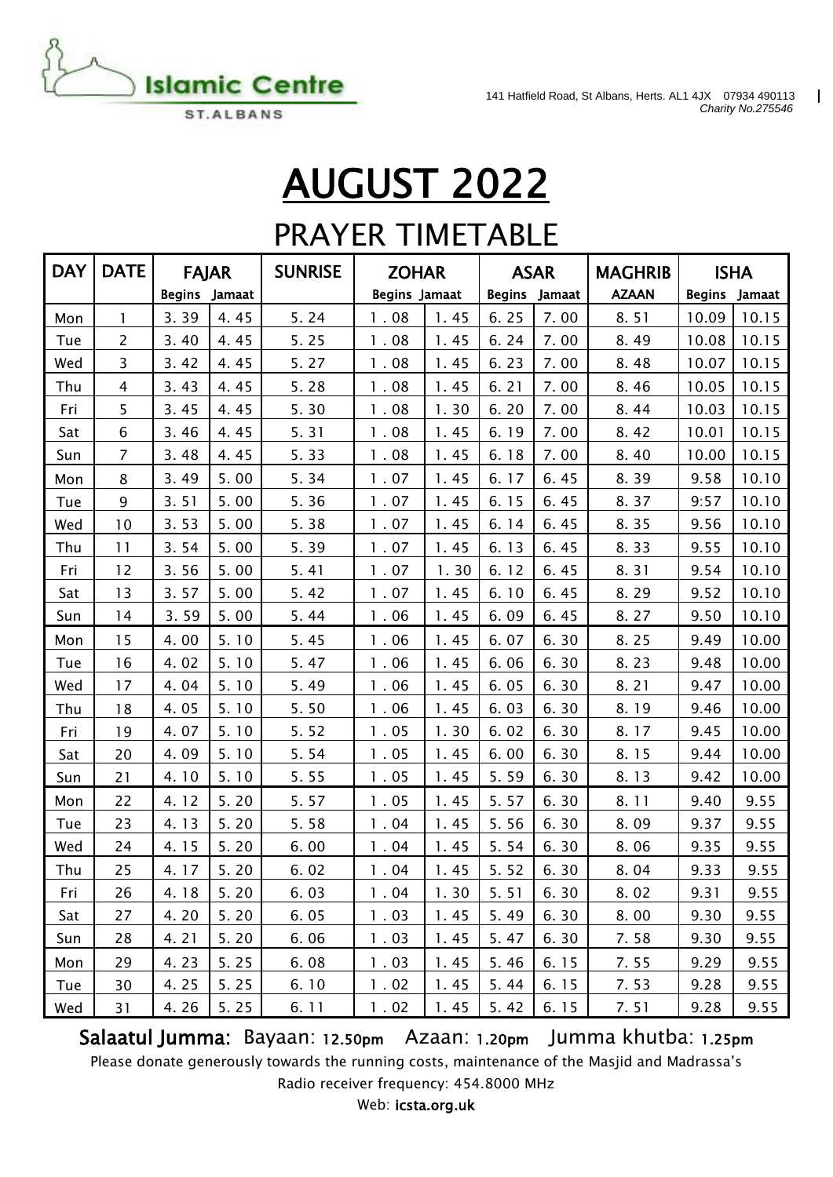Islamic Centre
ST.ALBANS

141 Hatfield Road, St Albans, Herts. AL1 4JX 07934 490113
*Charity No.275546*

# AUGUST 2022

## PRAYER TIMETABLE

| DAY | DATE | FAJAR | | SUNRISE | ZOHAR | | ASAR | | MAGHRIB | ISHA | |
|---|---|---|---|---|---|---|---|---|---|---|---|
| | | Begins | Jamaat | | Begins | Jamaat | Begins | Jamaat | AZAAN | Begins | Jamaat |
| Mon | 1 | 3. 39 | 4. 45 | 5. 24 | 1 . 08 | 1. 45 | 6. 25 | 7. 00 | 8. 51 | 10.09 | 10.15 |
| Tue | 2 | 3. 40 | 4. 45 | 5. 25 | 1 . 08 | 1. 45 | 6. 24 | 7. 00 | 8. 49 | 10.08 | 10.15 |
| Wed | 3 | 3. 42 | 4. 45 | 5. 27 | 1 . 08 | 1. 45 | 6. 23 | 7. 00 | 8. 48 | 10.07 | 10.15 |
| Thu | 4 | 3. 43 | 4. 45 | 5. 28 | 1 . 08 | 1. 45 | 6. 21 | 7. 00 | 8. 46 | 10.05 | 10.15 |
| Fri | 5 | 3. 45 | 4. 45 | 5. 30 | 1 . 08 | 1. 30 | 6. 20 | 7. 00 | 8. 44 | 10.03 | 10.15 |
| Sat | 6 | 3. 46 | 4. 45 | 5. 31 | 1 . 08 | 1. 45 | 6. 19 | 7. 00 | 8. 42 | 10.01 | 10.15 |
| Sun | 7 | 3. 48 | 4. 45 | 5. 33 | 1 . 08 | 1. 45 | 6. 18 | 7. 00 | 8. 40 | 10.00 | 10.15 |
| Mon | 8 | 3. 49 | 5. 00 | 5. 34 | 1 . 07 | 1. 45 | 6. 17 | 6. 45 | 8. 39 | 9.58 | 10.10 |
| Tue | 9 | 3. 51 | 5. 00 | 5. 36 | 1 . 07 | 1. 45 | 6. 15 | 6. 45 | 8. 37 | 9:57 | 10.10 |
| Wed | 10 | 3. 53 | 5. 00 | 5. 38 | 1 . 07 | 1. 45 | 6. 14 | 6. 45 | 8. 35 | 9.56 | 10.10 |
| Thu | 11 | 3. 54 | 5. 00 | 5. 39 | 1 . 07 | 1. 45 | 6. 13 | 6. 45 | 8. 33 | 9.55 | 10.10 |
| Fri | 12 | 3. 56 | 5. 00 | 5. 41 | 1 . 07 | 1. 30 | 6. 12 | 6. 45 | 8. 31 | 9.54 | 10.10 |
| Sat | 13 | 3. 57 | 5. 00 | 5. 42 | 1 . 07 | 1. 45 | 6. 10 | 6. 45 | 8. 29 | 9.52 | 10.10 |
| Sun | 14 | 3. 59 | 5. 00 | 5. 44 | 1 . 06 | 1. 45 | 6. 09 | 6. 45 | 8. 27 | 9.50 | 10.10 |
| Mon | 15 | 4. 00 | 5. 10 | 5. 45 | 1 . 06 | 1. 45 | 6. 07 | 6. 30 | 8. 25 | 9.49 | 10.00 |
| Tue | 16 | 4. 02 | 5. 10 | 5. 47 | 1 . 06 | 1. 45 | 6. 06 | 6. 30 | 8. 23 | 9.48 | 10.00 |
| Wed | 17 | 4. 04 | 5. 10 | 5. 49 | 1 . 06 | 1. 45 | 6. 05 | 6. 30 | 8. 21 | 9.47 | 10.00 |
| Thu | 18 | 4. 05 | 5. 10 | 5. 50 | 1 . 06 | 1. 45 | 6. 03 | 6. 30 | 8. 19 | 9.46 | 10.00 |
| Fri | 19 | 4. 07 | 5. 10 | 5. 52 | 1 . 05 | 1. 30 | 6. 02 | 6. 30 | 8. 17 | 9.45 | 10.00 |
| Sat | 20 | 4. 09 | 5. 10 | 5. 54 | 1 . 05 | 1. 45 | 6. 00 | 6. 30 | 8. 15 | 9.44 | 10.00 |
| Sun | 21 | 4. 10 | 5. 10 | 5. 55 | 1 . 05 | 1. 45 | 5. 59 | 6. 30 | 8. 13 | 9.42 | 10.00 |
| Mon | 22 | 4. 12 | 5. 20 | 5. 57 | 1 . 05 | 1. 45 | 5. 57 | 6. 30 | 8. 11 | 9.40 | 9.55 |
| Tue | 23 | 4. 13 | 5. 20 | 5. 58 | 1 . 04 | 1. 45 | 5. 56 | 6. 30 | 8. 09 | 9.37 | 9.55 |
| Wed | 24 | 4. 15 | 5. 20 | 6. 00 | 1 . 04 | 1. 45 | 5. 54 | 6. 30 | 8. 06 | 9.35 | 9.55 |
| Thu | 25 | 4. 17 | 5. 20 | 6. 02 | 1 . 04 | 1. 45 | 5. 52 | 6. 30 | 8. 04 | 9.33 | 9.55 |
| Fri | 26 | 4. 18 | 5. 20 | 6. 03 | 1 . 04 | 1. 30 | 5. 51 | 6. 30 | 8. 02 | 9.31 | 9.55 |
| Sat | 27 | 4. 20 | 5. 20 | 6. 05 | 1 . 03 | 1. 45 | 5. 49 | 6. 30 | 8. 00 | 9.30 | 9.55 |
| Sun | 28 | 4. 21 | 5. 20 | 6. 06 | 1 . 03 | 1. 45 | 5. 47 | 6. 30 | 7. 58 | 9.30 | 9.55 |
| Mon | 29 | 4. 23 | 5. 25 | 6. 08 | 1 . 03 | 1. 45 | 5. 46 | 6. 15 | 7. 55 | 9.29 | 9.55 |
| Tue | 30 | 4. 25 | 5. 25 | 6. 10 | 1 . 02 | 1. 45 | 5. 44 | 6. 15 | 7. 53 | 9.28 | 9.55 |
| Wed | 31 | 4. 26 | 5. 25 | 6. 11 | 1 . 02 | 1. 45 | 5. 42 | 6. 15 | 7. 51 | 9.28 | 9.55 |

**Salaatul Jumma:** Bayaan: 12.50pm Azaan: 1.20pm Jumma khutba: 1.25pm

Please donate generously towards the running costs, maintenance of the Masjid and Madrassa's

Radio receiver frequency: 454.8000 MHz

Web: **icsta.org.uk**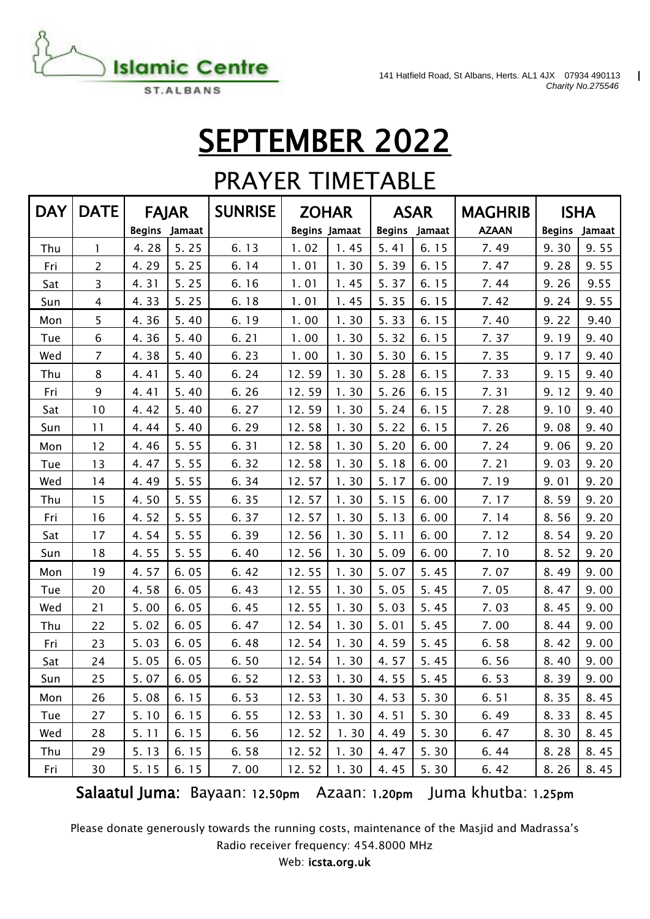**Islamic Centre**
ST.ALBANS

141 Hatfield Road, St Albans, Herts. AL1 4JX 07934 490113
*Charity No.275546*

# SEPTEMBER 2022

## PRAYER TIMETABLE

| DAY | DATE | FAJAR | | SUNRISE | ZOHAR | | ASAR | | MAGHRIB | ISHA | |
|---|---|---|---|---|---|---|---|---|---|---|---|
| | | Begins | Jamaat | | Begins | Jamaat | Begins | Jamaat | AZAAN | Begins | Jamaat |
| Thu | 1 | 4. 28 | 5. 25 | 6. 13 | 1. 02 | 1. 45 | 5. 41 | 6. 15 | 7. 49 | 9. 30 | 9. 55 |
| Fri | 2 | 4. 29 | 5. 25 | 6. 14 | 1. 01 | 1. 30 | 5. 39 | 6. 15 | 7. 47 | 9. 28 | 9. 55 |
| Sat | 3 | 4. 31 | 5. 25 | 6. 16 | 1. 01 | 1. 45 | 5. 37 | 6. 15 | 7. 44 | 9. 26 | 9.55 |
| Sun | 4 | 4. 33 | 5. 25 | 6. 18 | 1. 01 | 1. 45 | 5. 35 | 6. 15 | 7. 42 | 9. 24 | 9. 55 |
| Mon | 5 | 4. 36 | 5. 40 | 6. 19 | 1. 00 | 1. 30 | 5. 33 | 6. 15 | 7. 40 | 9. 22 | 9.40 |
| Tue | 6 | 4. 36 | 5. 40 | 6. 21 | 1. 00 | 1. 30 | 5. 32 | 6. 15 | 7. 37 | 9. 19 | 9. 40 |
| Wed | 7 | 4. 38 | 5. 40 | 6. 23 | 1. 00 | 1. 30 | 5. 30 | 6. 15 | 7. 35 | 9. 17 | 9. 40 |
| Thu | 8 | 4. 41 | 5. 40 | 6. 24 | 12. 59 | 1. 30 | 5. 28 | 6. 15 | 7. 33 | 9. 15 | 9. 40 |
| Fri | 9 | 4. 41 | 5. 40 | 6. 26 | 12. 59 | 1. 30 | 5. 26 | 6. 15 | 7. 31 | 9. 12 | 9. 40 |
| Sat | 10 | 4. 42 | 5. 40 | 6. 27 | 12. 59 | 1. 30 | 5. 24 | 6. 15 | 7. 28 | 9. 10 | 9. 40 |
| Sun | 11 | 4. 44 | 5. 40 | 6. 29 | 12. 58 | 1. 30 | 5. 22 | 6. 15 | 7. 26 | 9. 08 | 9. 40 |
| Mon | 12 | 4. 46 | 5. 55 | 6. 31 | 12. 58 | 1. 30 | 5. 20 | 6. 00 | 7. 24 | 9. 06 | 9. 20 |
| Tue | 13 | 4. 47 | 5. 55 | 6. 32 | 12. 58 | 1. 30 | 5. 18 | 6. 00 | 7. 21 | 9. 03 | 9. 20 |
| Wed | 14 | 4. 49 | 5. 55 | 6. 34 | 12. 57 | 1. 30 | 5. 17 | 6. 00 | 7. 19 | 9. 01 | 9. 20 |
| Thu | 15 | 4. 50 | 5. 55 | 6. 35 | 12. 57 | 1. 30 | 5. 15 | 6. 00 | 7. 17 | 8. 59 | 9. 20 |
| Fri | 16 | 4. 52 | 5. 55 | 6. 37 | 12. 57 | 1. 30 | 5. 13 | 6. 00 | 7. 14 | 8. 56 | 9. 20 |
| Sat | 17 | 4. 54 | 5. 55 | 6. 39 | 12. 56 | 1. 30 | 5. 11 | 6. 00 | 7. 12 | 8. 54 | 9. 20 |
| Sun | 18 | 4. 55 | 5. 55 | 6. 40 | 12. 56 | 1. 30 | 5. 09 | 6. 00 | 7. 10 | 8. 52 | 9. 20 |
| Mon | 19 | 4. 57 | 6. 05 | 6. 42 | 12. 55 | 1. 30 | 5. 07 | 5. 45 | 7. 07 | 8. 49 | 9. 00 |
| Tue | 20 | 4. 58 | 6. 05 | 6. 43 | 12. 55 | 1. 30 | 5. 05 | 5. 45 | 7. 05 | 8. 47 | 9. 00 |
| Wed | 21 | 5. 00 | 6. 05 | 6. 45 | 12. 55 | 1. 30 | 5. 03 | 5. 45 | 7. 03 | 8. 45 | 9. 00 |
| Thu | 22 | 5. 02 | 6. 05 | 6. 47 | 12. 54 | 1. 30 | 5. 01 | 5. 45 | 7. 00 | 8. 44 | 9. 00 |
| Fri | 23 | 5. 03 | 6. 05 | 6. 48 | 12. 54 | 1. 30 | 4. 59 | 5. 45 | 6. 58 | 8. 42 | 9. 00 |
| Sat | 24 | 5. 05 | 6. 05 | 6. 50 | 12. 54 | 1. 30 | 4. 57 | 5. 45 | 6. 56 | 8. 40 | 9. 00 |
| Sun | 25 | 5. 07 | 6. 05 | 6. 52 | 12. 53 | 1. 30 | 4. 55 | 5. 45 | 6. 53 | 8. 39 | 9. 00 |
| Mon | 26 | 5. 08 | 6. 15 | 6. 53 | 12. 53 | 1. 30 | 4. 53 | 5. 30 | 6. 51 | 8. 35 | 8. 45 |
| Tue | 27 | 5. 10 | 6. 15 | 6. 55 | 12. 53 | 1. 30 | 4. 51 | 5. 30 | 6. 49 | 8. 33 | 8. 45 |
| Wed | 28 | 5. 11 | 6. 15 | 6. 56 | 12. 52 | 1. 30 | 4. 49 | 5. 30 | 6. 47 | 8. 30 | 8. 45 |
| Thu | 29 | 5. 13 | 6. 15 | 6. 58 | 12. 52 | 1. 30 | 4. 47 | 5. 30 | 6. 44 | 8. 28 | 8. 45 |
| Fri | 30 | 5. 15 | 6. 15 | 7. 00 | 12. 52 | 1. 30 | 4. 45 | 5. 30 | 6. 42 | 8. 26 | 8. 45 |

**Salaatul Juma:** Bayaan: 12.50pm Azaan: 1.20pm Juma khutba: 1.25pm

Please donate generously towards the running costs, maintenance of the Masjid and Madrassa's

Radio receiver frequency: 454.8000 MHz

Web: **icsta.org.uk**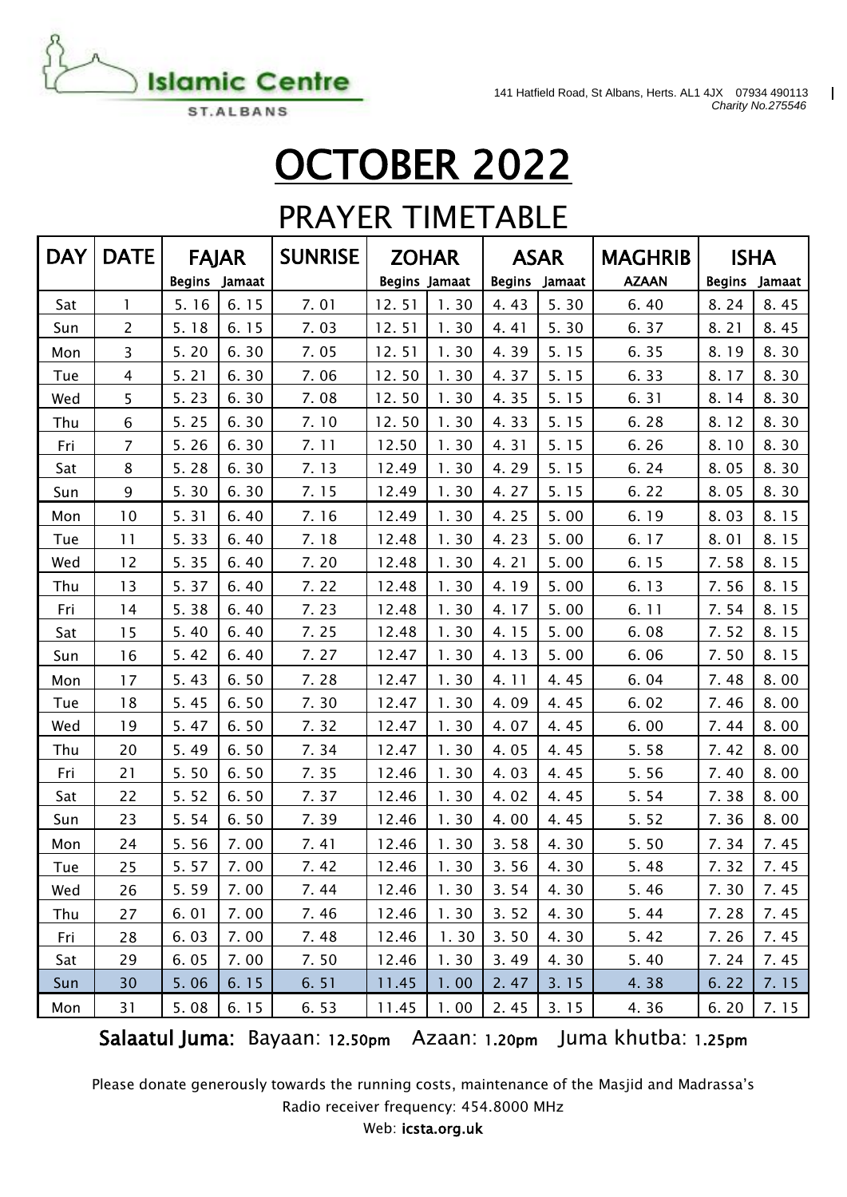Islamic Centre

ST.ALBANS

141 Hatfield Road, St Albans, Herts. AL1 4JX 07934 490113
*Charity No.275546*

# OCTOBER 2022

## PRAYER TIMETABLE

| DAY | DATE | FAJAR | | SUNRISE | ZOHAR | | ASAR | | MAGHRIB | ISHA | |
|---|---|---|---|---|---|---|---|---|---|---|---|
| | | Begins | Jamaat | | Begins | Jamaat | Begins | Jamaat | AZAAN | Begins | Jamaat |
| Sat | 1 | 5. 16 | 6. 15 | 7. 01 | 12. 51 | 1. 30 | 4. 43 | 5. 30 | 6. 40 | 8. 24 | 8. 45 |
| Sun | 2 | 5. 18 | 6. 15 | 7. 03 | 12. 51 | 1. 30 | 4. 41 | 5. 30 | 6. 37 | 8. 21 | 8. 45 |
| Mon | 3 | 5. 20 | 6. 30 | 7. 05 | 12. 51 | 1. 30 | 4. 39 | 5. 15 | 6. 35 | 8. 19 | 8. 30 |
| Tue | 4 | 5. 21 | 6. 30 | 7. 06 | 12. 50 | 1. 30 | 4. 37 | 5. 15 | 6. 33 | 8. 17 | 8. 30 |
| Wed | 5 | 5. 23 | 6. 30 | 7. 08 | 12. 50 | 1. 30 | 4. 35 | 5. 15 | 6. 31 | 8. 14 | 8. 30 |
| Thu | 6 | 5. 25 | 6. 30 | 7. 10 | 12. 50 | 1. 30 | 4. 33 | 5. 15 | 6. 28 | 8. 12 | 8. 30 |
| Fri | 7 | 5. 26 | 6. 30 | 7. 11 | 12.50 | 1. 30 | 4. 31 | 5. 15 | 6. 26 | 8. 10 | 8. 30 |
| Sat | 8 | 5. 28 | 6. 30 | 7. 13 | 12.49 | 1. 30 | 4. 29 | 5. 15 | 6. 24 | 8. 05 | 8. 30 |
| Sun | 9 | 5. 30 | 6. 30 | 7. 15 | 12.49 | 1. 30 | 4. 27 | 5. 15 | 6. 22 | 8. 05 | 8. 30 |
| Mon | 10 | 5. 31 | 6. 40 | 7. 16 | 12.49 | 1. 30 | 4. 25 | 5. 00 | 6. 19 | 8. 03 | 8. 15 |
| Tue | 11 | 5. 33 | 6. 40 | 7. 18 | 12.48 | 1. 30 | 4. 23 | 5. 00 | 6. 17 | 8. 01 | 8. 15 |
| Wed | 12 | 5. 35 | 6. 40 | 7. 20 | 12.48 | 1. 30 | 4. 21 | 5. 00 | 6. 15 | 7. 58 | 8. 15 |
| Thu | 13 | 5. 37 | 6. 40 | 7. 22 | 12.48 | 1. 30 | 4. 19 | 5. 00 | 6. 13 | 7. 56 | 8. 15 |
| Fri | 14 | 5. 38 | 6. 40 | 7. 23 | 12.48 | 1. 30 | 4. 17 | 5. 00 | 6. 11 | 7. 54 | 8. 15 |
| Sat | 15 | 5. 40 | 6. 40 | 7. 25 | 12.48 | 1. 30 | 4. 15 | 5. 00 | 6. 08 | 7. 52 | 8. 15 |
| Sun | 16 | 5. 42 | 6. 40 | 7. 27 | 12.47 | 1. 30 | 4. 13 | 5. 00 | 6. 06 | 7. 50 | 8. 15 |
| Mon | 17 | 5. 43 | 6. 50 | 7. 28 | 12.47 | 1. 30 | 4. 11 | 4. 45 | 6. 04 | 7. 48 | 8. 00 |
| Tue | 18 | 5. 45 | 6. 50 | 7. 30 | 12.47 | 1. 30 | 4. 09 | 4. 45 | 6. 02 | 7. 46 | 8. 00 |
| Wed | 19 | 5. 47 | 6. 50 | 7. 32 | 12.47 | 1. 30 | 4. 07 | 4. 45 | 6. 00 | 7. 44 | 8. 00 |
| Thu | 20 | 5. 49 | 6. 50 | 7. 34 | 12.47 | 1. 30 | 4. 05 | 4. 45 | 5. 58 | 7. 42 | 8. 00 |
| Fri | 21 | 5. 50 | 6. 50 | 7. 35 | 12.46 | 1. 30 | 4. 03 | 4. 45 | 5. 56 | 7. 40 | 8. 00 |
| Sat | 22 | 5. 52 | 6. 50 | 7. 37 | 12.46 | 1. 30 | 4. 02 | 4. 45 | 5. 54 | 7. 38 | 8. 00 |
| Sun | 23 | 5. 54 | 6. 50 | 7. 39 | 12.46 | 1. 30 | 4. 00 | 4. 45 | 5. 52 | 7. 36 | 8. 00 |
| Mon | 24 | 5. 56 | 7. 00 | 7. 41 | 12.46 | 1. 30 | 3. 58 | 4. 30 | 5. 50 | 7. 34 | 7. 45 |
| Tue | 25 | 5. 57 | 7. 00 | 7. 42 | 12.46 | 1. 30 | 3. 56 | 4. 30 | 5. 48 | 7. 32 | 7. 45 |
| Wed | 26 | 5. 59 | 7. 00 | 7. 44 | 12.46 | 1. 30 | 3. 54 | 4. 30 | 5. 46 | 7. 30 | 7. 45 |
| Thu | 27 | 6. 01 | 7. 00 | 7. 46 | 12.46 | 1. 30 | 3. 52 | 4. 30 | 5. 44 | 7. 28 | 7. 45 |
| Fri | 28 | 6. 03 | 7. 00 | 7. 48 | 12.46 | 1. 30 | 3. 50 | 4. 30 | 5. 42 | 7. 26 | 7. 45 |
| Sat | 29 | 6. 05 | 7. 00 | 7. 50 | 12.46 | 1. 30 | 3. 49 | 4. 30 | 5. 40 | 7. 24 | 7. 45 |
| Sun | 30 | 5. 06 | 6. 15 | 6. 51 | 11.45 | 1. 00 | 2. 47 | 3. 15 | 4. 38 | 6. 22 | 7. 15 |
| Mon | 31 | 5. 08 | 6. 15 | 6. 53 | 11.45 | 1. 00 | 2. 45 | 3. 15 | 4. 36 | 6. 20 | 7. 15 |

**Salaatul Juma**: Bayaan: 12.50pm Azaan: 1.20pm Juma khutba: 1.25pm

Please donate generously towards the running costs, maintenance of the Masjid and Madrassa's

Radio receiver frequency: 454.8000 MHz

Web: **icsta.org.uk**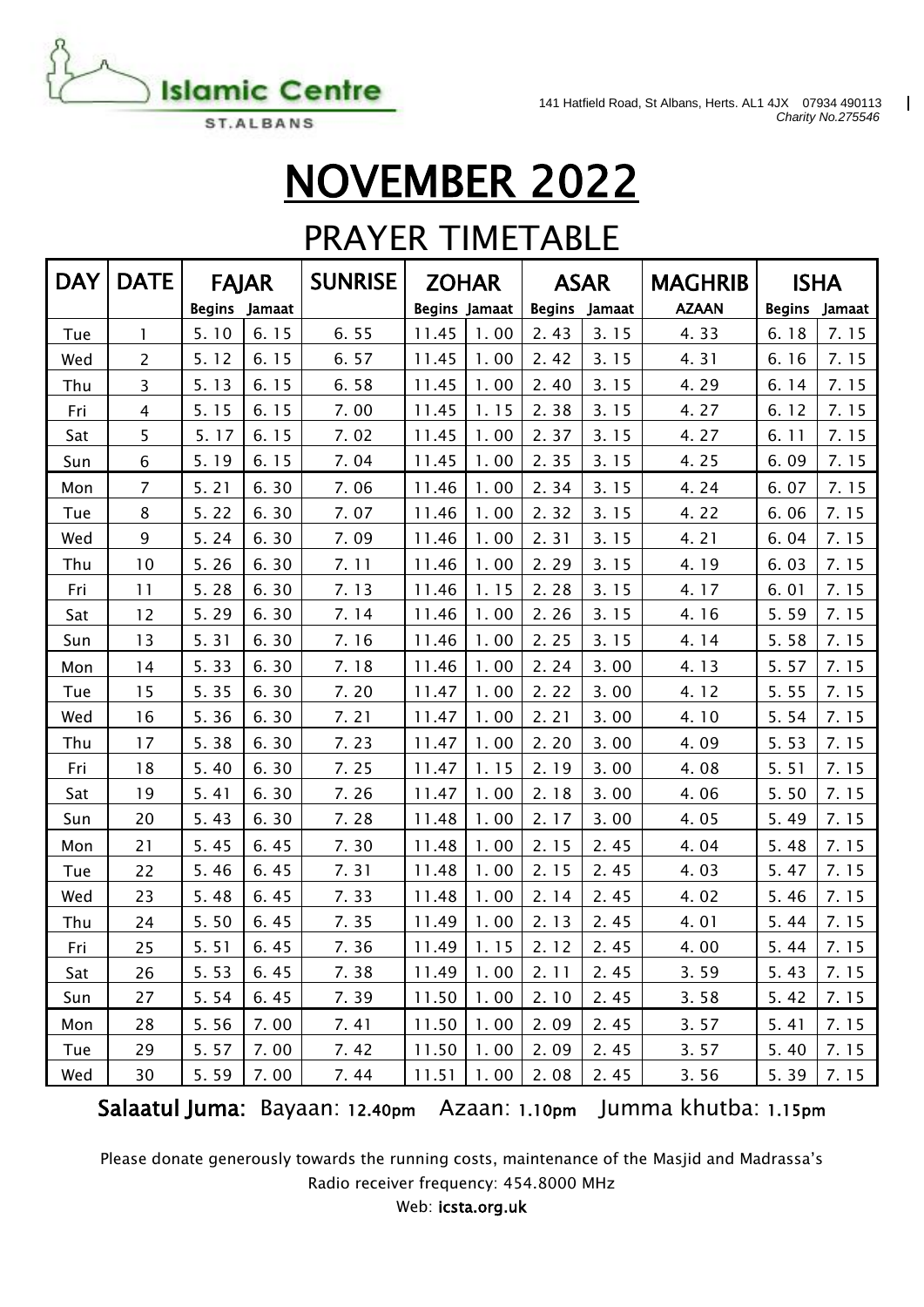Islamic Centre ST.ALBANS

141 Hatfield Road, St Albans, Herts. AL1 4JX 07934 490113
*Charity No.275546*

# NOVEMBER 2022

## PRAYER TIMETABLE

| DAY | DATE | FAJAR | | SUNRISE | ZOHAR | | ASAR | | MAGHRIB | ISHA | |
|---|---|---|---|---|---|---|---|---|---|---|---|
| | | Begins | Jamaat | | Begins | Jamaat | Begins | Jamaat | AZAAN | Begins | Jamaat |
| Tue | 1 | 5. 10 | 6. 15 | 6. 55 | 11.45 | 1. 00 | 2. 43 | 3. 15 | 4. 33 | 6. 18 | 7. 15 |
| Wed | 2 | 5. 12 | 6. 15 | 6. 57 | 11.45 | 1. 00 | 2. 42 | 3. 15 | 4. 31 | 6. 16 | 7. 15 |
| Thu | 3 | 5. 13 | 6. 15 | 6. 58 | 11.45 | 1. 00 | 2. 40 | 3. 15 | 4. 29 | 6. 14 | 7. 15 |
| Fri | 4 | 5. 15 | 6. 15 | 7. 00 | 11.45 | 1. 15 | 2. 38 | 3. 15 | 4. 27 | 6. 12 | 7. 15 |
| Sat | 5 | 5. 17 | 6. 15 | 7. 02 | 11.45 | 1. 00 | 2. 37 | 3. 15 | 4. 27 | 6. 11 | 7. 15 |
| Sun | 6 | 5. 19 | 6. 15 | 7. 04 | 11.45 | 1. 00 | 2. 35 | 3. 15 | 4. 25 | 6. 09 | 7. 15 |
| Mon | 7 | 5. 21 | 6. 30 | 7. 06 | 11.46 | 1. 00 | 2. 34 | 3. 15 | 4. 24 | 6. 07 | 7. 15 |
| Tue | 8 | 5. 22 | 6. 30 | 7. 07 | 11.46 | 1. 00 | 2. 32 | 3. 15 | 4. 22 | 6. 06 | 7. 15 |
| Wed | 9 | 5. 24 | 6. 30 | 7. 09 | 11.46 | 1. 00 | 2. 31 | 3. 15 | 4. 21 | 6. 04 | 7. 15 |
| Thu | 10 | 5. 26 | 6. 30 | 7. 11 | 11.46 | 1. 00 | 2. 29 | 3. 15 | 4. 19 | 6. 03 | 7. 15 |
| Fri | 11 | 5. 28 | 6. 30 | 7. 13 | 11.46 | 1. 15 | 2. 28 | 3. 15 | 4. 17 | 6. 01 | 7. 15 |
| Sat | 12 | 5. 29 | 6. 30 | 7. 14 | 11.46 | 1. 00 | 2. 26 | 3. 15 | 4. 16 | 5. 59 | 7. 15 |
| Sun | 13 | 5. 31 | 6. 30 | 7. 16 | 11.46 | 1. 00 | 2. 25 | 3. 15 | 4. 14 | 5. 58 | 7. 15 |
| Mon | 14 | 5. 33 | 6. 30 | 7. 18 | 11.46 | 1. 00 | 2. 24 | 3. 00 | 4. 13 | 5. 57 | 7. 15 |
| Tue | 15 | 5. 35 | 6. 30 | 7. 20 | 11.47 | 1. 00 | 2. 22 | 3. 00 | 4. 12 | 5. 55 | 7. 15 |
| Wed | 16 | 5. 36 | 6. 30 | 7. 21 | 11.47 | 1. 00 | 2. 21 | 3. 00 | 4. 10 | 5. 54 | 7. 15 |
| Thu | 17 | 5. 38 | 6. 30 | 7. 23 | 11.47 | 1. 00 | 2. 20 | 3. 00 | 4. 09 | 5. 53 | 7. 15 |
| Fri | 18 | 5. 40 | 6. 30 | 7. 25 | 11.47 | 1. 15 | 2. 19 | 3. 00 | 4. 08 | 5. 51 | 7. 15 |
| Sat | 19 | 5. 41 | 6. 30 | 7. 26 | 11.47 | 1. 00 | 2. 18 | 3. 00 | 4. 06 | 5. 50 | 7. 15 |
| Sun | 20 | 5. 43 | 6. 30 | 7. 28 | 11.48 | 1. 00 | 2. 17 | 3. 00 | 4. 05 | 5. 49 | 7. 15 |
| Mon | 21 | 5. 45 | 6. 45 | 7. 30 | 11.48 | 1. 00 | 2. 15 | 2. 45 | 4. 04 | 5. 48 | 7. 15 |
| Tue | 22 | 5. 46 | 6. 45 | 7. 31 | 11.48 | 1. 00 | 2. 15 | 2. 45 | 4. 03 | 5. 47 | 7. 15 |
| Wed | 23 | 5. 48 | 6. 45 | 7. 33 | 11.48 | 1. 00 | 2. 14 | 2. 45 | 4. 02 | 5. 46 | 7. 15 |
| Thu | 24 | 5. 50 | 6. 45 | 7. 35 | 11.49 | 1. 00 | 2. 13 | 2. 45 | 4. 01 | 5. 44 | 7. 15 |
| Fri | 25 | 5. 51 | 6. 45 | 7. 36 | 11.49 | 1. 15 | 2. 12 | 2. 45 | 4. 00 | 5. 44 | 7. 15 |
| Sat | 26 | 5. 53 | 6. 45 | 7. 38 | 11.49 | 1. 00 | 2. 11 | 2. 45 | 3. 59 | 5. 43 | 7. 15 |
| Sun | 27 | 5. 54 | 6. 45 | 7. 39 | 11.50 | 1. 00 | 2. 10 | 2. 45 | 3. 58 | 5. 42 | 7. 15 |
| Mon | 28 | 5. 56 | 7. 00 | 7. 41 | 11.50 | 1. 00 | 2. 09 | 2. 45 | 3. 57 | 5. 41 | 7. 15 |
| Tue | 29 | 5. 57 | 7. 00 | 7. 42 | 11.50 | 1. 00 | 2. 09 | 2. 45 | 3. 57 | 5. 40 | 7. 15 |
| Wed | 30 | 5. 59 | 7. 00 | 7. 44 | 11.51 | 1. 00 | 2. 08 | 2. 45 | 3. 56 | 5. 39 | 7. 15 |

**Salaatul Juma:** Bayaan: 12.40pm Azaan: 1.10pm Jumma khutba: 1.15pm

Please donate generously towards the running costs, maintenance of the Masjid and Madrassa's

Radio receiver frequency: 454.8000 MHz

Web: **icsta.org.uk**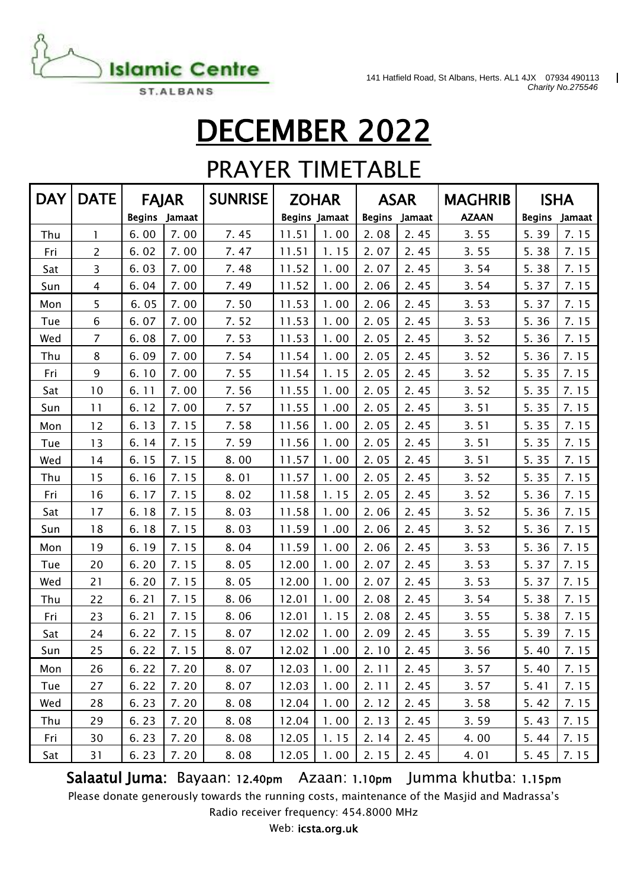Islamic Centre
ST.ALBANS

141 Hatfield Road, St Albans, Herts. AL1 4JX 07934 490113
*Charity No.275546*

# DECEMBER 2022

## PRAYER TIMETABLE

| DAY | DATE | FAJAR | | SUNRISE | ZOHAR | | ASAR | | MAGHRIB | ISHA | |
|---|---|---|---|---|---|---|---|---|---|---|---|
| | | Begins | Jamaat | | Begins | Jamaat | Begins | Jamaat | AZAAN | Begins | Jamaat |
| Thu | 1 | 6. 00 | 7. 00 | 7. 45 | 11.51 | 1. 00 | 2. 08 | 2. 45 | 3. 55 | 5. 39 | 7. 15 |
| Fri | 2 | 6. 02 | 7. 00 | 7. 47 | 11.51 | 1. 15 | 2. 07 | 2. 45 | 3. 55 | 5. 38 | 7. 15 |
| Sat | 3 | 6. 03 | 7. 00 | 7. 48 | 11.52 | 1. 00 | 2. 07 | 2. 45 | 3. 54 | 5. 38 | 7. 15 |
| Sun | 4 | 6. 04 | 7. 00 | 7. 49 | 11.52 | 1. 00 | 2. 06 | 2. 45 | 3. 54 | 5. 37 | 7. 15 |
| Mon | 5 | 6. 05 | 7. 00 | 7. 50 | 11.53 | 1. 00 | 2. 06 | 2. 45 | 3. 53 | 5. 37 | 7. 15 |
| Tue | 6 | 6. 07 | 7. 00 | 7. 52 | 11.53 | 1. 00 | 2. 05 | 2. 45 | 3. 53 | 5. 36 | 7. 15 |
| Wed | 7 | 6. 08 | 7. 00 | 7. 53 | 11.53 | 1. 00 | 2. 05 | 2. 45 | 3. 52 | 5. 36 | 7. 15 |
| Thu | 8 | 6. 09 | 7. 00 | 7. 54 | 11.54 | 1. 00 | 2. 05 | 2. 45 | 3. 52 | 5. 36 | 7. 15 |
| Fri | 9 | 6. 10 | 7. 00 | 7. 55 | 11.54 | 1. 15 | 2. 05 | 2. 45 | 3. 52 | 5. 35 | 7. 15 |
| Sat | 10 | 6. 11 | 7. 00 | 7. 56 | 11.55 | 1. 00 | 2. 05 | 2. 45 | 3. 52 | 5. 35 | 7. 15 |
| Sun | 11 | 6. 12 | 7. 00 | 7. 57 | 11.55 | 1 .00 | 2. 05 | 2. 45 | 3. 51 | 5. 35 | 7. 15 |
| Mon | 12 | 6. 13 | 7. 15 | 7. 58 | 11.56 | 1. 00 | 2. 05 | 2. 45 | 3. 51 | 5. 35 | 7. 15 |
| Tue | 13 | 6. 14 | 7. 15 | 7. 59 | 11.56 | 1. 00 | 2. 05 | 2. 45 | 3. 51 | 5. 35 | 7. 15 |
| Wed | 14 | 6. 15 | 7. 15 | 8. 00 | 11.57 | 1. 00 | 2. 05 | 2. 45 | 3. 51 | 5. 35 | 7. 15 |
| Thu | 15 | 6. 16 | 7. 15 | 8. 01 | 11.57 | 1. 00 | 2. 05 | 2. 45 | 3. 52 | 5. 35 | 7. 15 |
| Fri | 16 | 6. 17 | 7. 15 | 8. 02 | 11.58 | 1. 15 | 2. 05 | 2. 45 | 3. 52 | 5. 36 | 7. 15 |
| Sat | 17 | 6. 18 | 7. 15 | 8. 03 | 11.58 | 1. 00 | 2. 06 | 2. 45 | 3. 52 | 5. 36 | 7. 15 |
| Sun | 18 | 6. 18 | 7. 15 | 8. 03 | 11.59 | 1 .00 | 2. 06 | 2. 45 | 3. 52 | 5. 36 | 7. 15 |
| Mon | 19 | 6. 19 | 7. 15 | 8. 04 | 11.59 | 1. 00 | 2. 06 | 2. 45 | 3. 53 | 5. 36 | 7. 15 |
| Tue | 20 | 6. 20 | 7. 15 | 8. 05 | 12.00 | 1. 00 | 2. 07 | 2. 45 | 3. 53 | 5. 37 | 7. 15 |
| Wed | 21 | 6. 20 | 7. 15 | 8. 05 | 12.00 | 1. 00 | 2. 07 | 2. 45 | 3. 53 | 5. 37 | 7. 15 |
| Thu | 22 | 6. 21 | 7. 15 | 8. 06 | 12.01 | 1. 00 | 2. 08 | 2. 45 | 3. 54 | 5. 38 | 7. 15 |
| Fri | 23 | 6. 21 | 7. 15 | 8. 06 | 12.01 | 1. 15 | 2. 08 | 2. 45 | 3. 55 | 5. 38 | 7. 15 |
| Sat | 24 | 6. 22 | 7. 15 | 8. 07 | 12.02 | 1. 00 | 2. 09 | 2. 45 | 3. 55 | 5. 39 | 7. 15 |
| Sun | 25 | 6. 22 | 7. 15 | 8. 07 | 12.02 | 1 .00 | 2. 10 | 2. 45 | 3. 56 | 5. 40 | 7. 15 |
| Mon | 26 | 6. 22 | 7. 20 | 8. 07 | 12.03 | 1. 00 | 2. 11 | 2. 45 | 3. 57 | 5. 40 | 7. 15 |
| Tue | 27 | 6. 22 | 7. 20 | 8. 07 | 12.03 | 1. 00 | 2. 11 | 2. 45 | 3. 57 | 5. 41 | 7. 15 |
| Wed | 28 | 6. 23 | 7. 20 | 8. 08 | 12.04 | 1. 00 | 2. 12 | 2. 45 | 3. 58 | 5. 42 | 7. 15 |
| Thu | 29 | 6. 23 | 7. 20 | 8. 08 | 12.04 | 1. 00 | 2. 13 | 2. 45 | 3. 59 | 5. 43 | 7. 15 |
| Fri | 30 | 6. 23 | 7. 20 | 8. 08 | 12.05 | 1. 15 | 2. 14 | 2. 45 | 4. 00 | 5. 44 | 7. 15 |
| Sat | 31 | 6. 23 | 7. 20 | 8. 08 | 12.05 | 1. 00 | 2. 15 | 2. 45 | 4. 01 | 5. 45 | 7. 15 |

**Salaatul Juma:** Bayaan: **12.40pm** Azaan: **1.10pm** Jumma khutba: **1.15pm**

Please donate generously towards the running costs, maintenance of the Masjid and Madrassa's

Radio receiver frequency: 454.8000 MHz

Web: **icsta.org.uk**